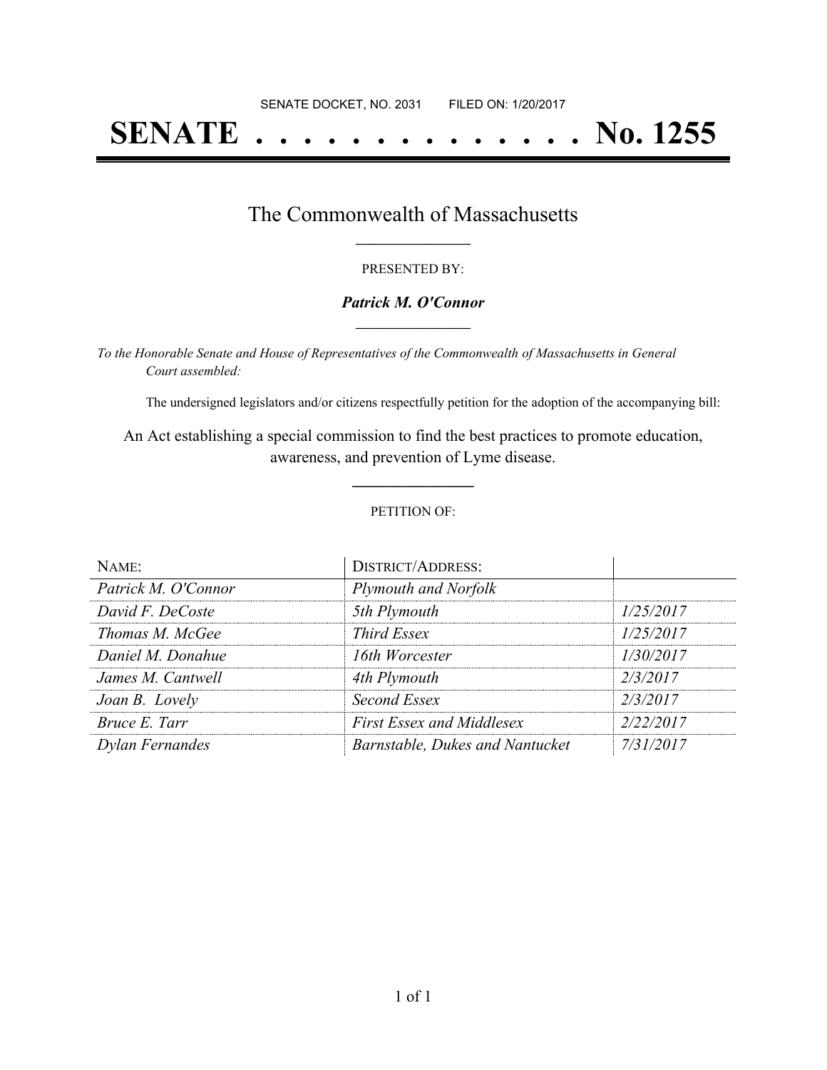SENATE DOCKET, NO. 2031        FILED ON: 1/20/2017

# SENATE . . . . . . . . . . . . . . No. 1255

## The Commonwealth of Massachusetts

PRESENTED BY:

***Patrick M. O'Connor***

*To the Honorable Senate and House of Representatives of the Commonwealth of Massachusetts in General Court assembled:*

The undersigned legislators and/or citizens respectfully petition for the adoption of the accompanying bill:

An Act establishing a special commission to find the best practices to promote education, awareness, and prevention of Lyme disease.

PETITION OF:

| NAME: | DISTRICT/ADDRESS: | |
|---|---|---|
| *Patrick M. O'Connor* | *Plymouth and Norfolk* | |
| *David F. DeCoste* | *5th Plymouth* | *1/25/2017* |
| *Thomas M. McGee* | *Third Essex* | *1/25/2017* |
| *Daniel M. Donahue* | *16th Worcester* | *1/30/2017* |
| *James M. Cantwell* | *4th Plymouth* | *2/3/2017* |
| *Joan B. Lovely* | *Second Essex* | *2/3/2017* |
| *Bruce E. Tarr* | *First Essex and Middlesex* | *2/22/2017* |
| *Dylan Fernandes* | *Barnstable, Dukes and Nantucket* | *7/31/2017* |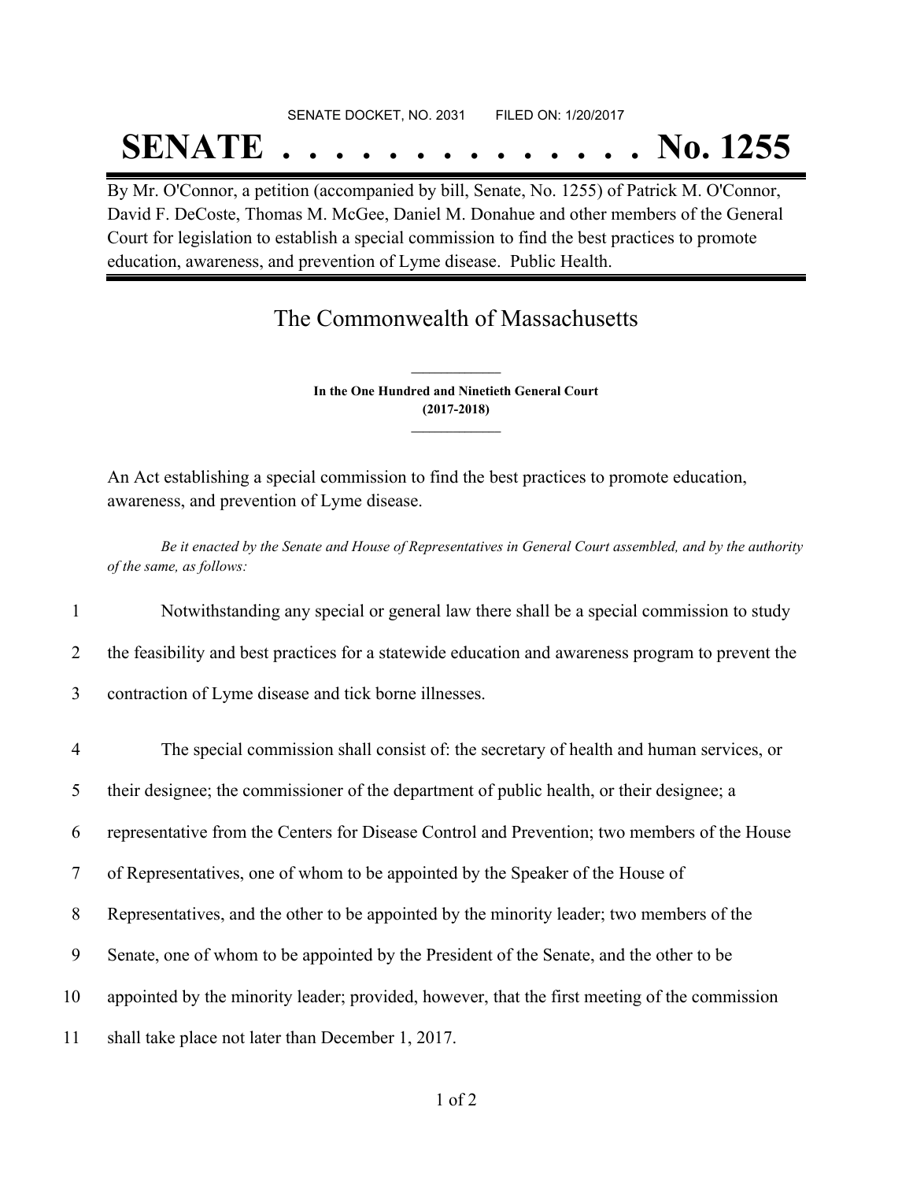SENATE DOCKET, NO. 2031        FILED ON: 1/20/2017

# SENATE . . . . . . . . . . . . . . No. 1255

By Mr. O'Connor, a petition (accompanied by bill, Senate, No. 1255) of Patrick M. O'Connor, David F. DeCoste, Thomas M. McGee, Daniel M. Donahue and other members of the General Court for legislation to establish a special commission to find the best practices to promote education, awareness, and prevention of Lyme disease. Public Health.

## The Commonwealth of Massachusetts

**In the One Hundred and Ninetieth General Court**
**(2017-2018)**

An Act establishing a special commission to find the best practices to promote education, awareness, and prevention of Lyme disease.

*Be it enacted by the Senate and House of Representatives in General Court assembled, and by the authority of the same, as follows:*

1 Notwithstanding any special or general law there shall be a special commission to study
2 the feasibility and best practices for a statewide education and awareness program to prevent the
3 contraction of Lyme disease and tick borne illnesses.

4 The special commission shall consist of: the secretary of health and human services, or
5 their designee; the commissioner of the department of public health, or their designee; a
6 representative from the Centers for Disease Control and Prevention; two members of the House
7 of Representatives, one of whom to be appointed by the Speaker of the House of
8 Representatives, and the other to be appointed by the minority leader; two members of the
9 Senate, one of whom to be appointed by the President of the Senate, and the other to be
10 appointed by the minority leader; provided, however, that the first meeting of the commission
11 shall take place not later than December 1, 2017.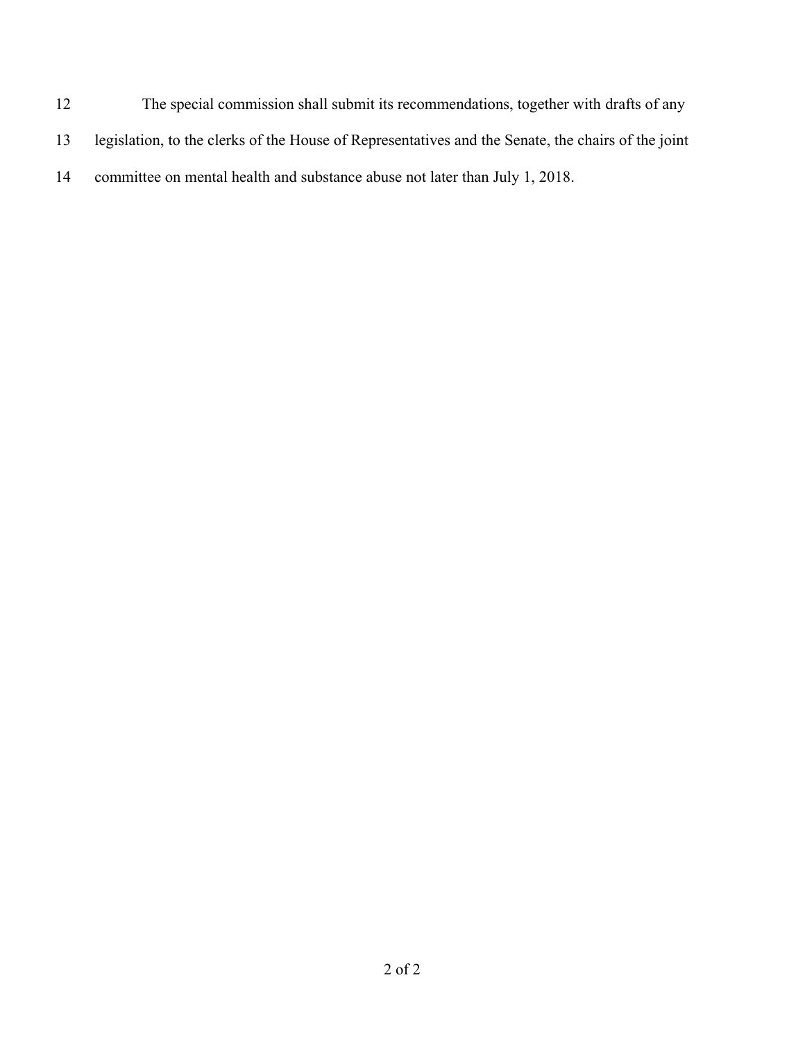The special commission shall submit its recommendations, together with drafts of any legislation, to the clerks of the House of Representatives and the Senate, the chairs of the joint committee on mental health and substance abuse not later than July 1, 2018.